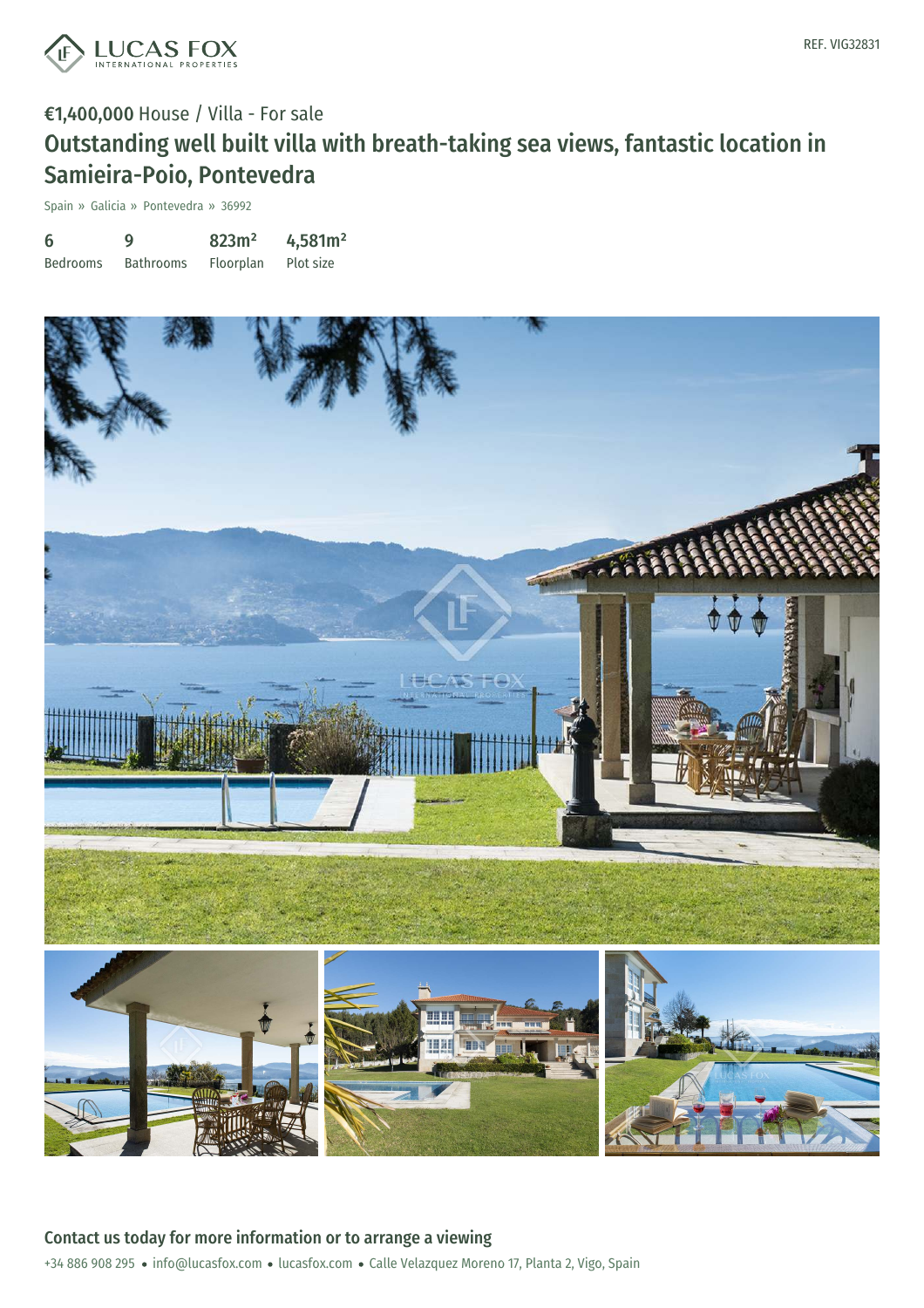REF. VIG32831

€1,400,000 House / Villa - For sale

# Outstanding well built villa with breath-taking sea views, fantastic location in Samieira-Poio, Pontevedra

Spain » Galicia » Pontevedra » 36992

| 6 | 9 | 823m² | 4,581m² |
|---|---|---|---|
| Bedrooms | Bathrooms | Floorplan | Plot size |

## Contact us today for more information or to arrange a viewing

+34 886 908 295 • info@lucasfox.com • lucasfox.com • Calle Velazquez Moreno 17, Planta 2, Vigo, Spain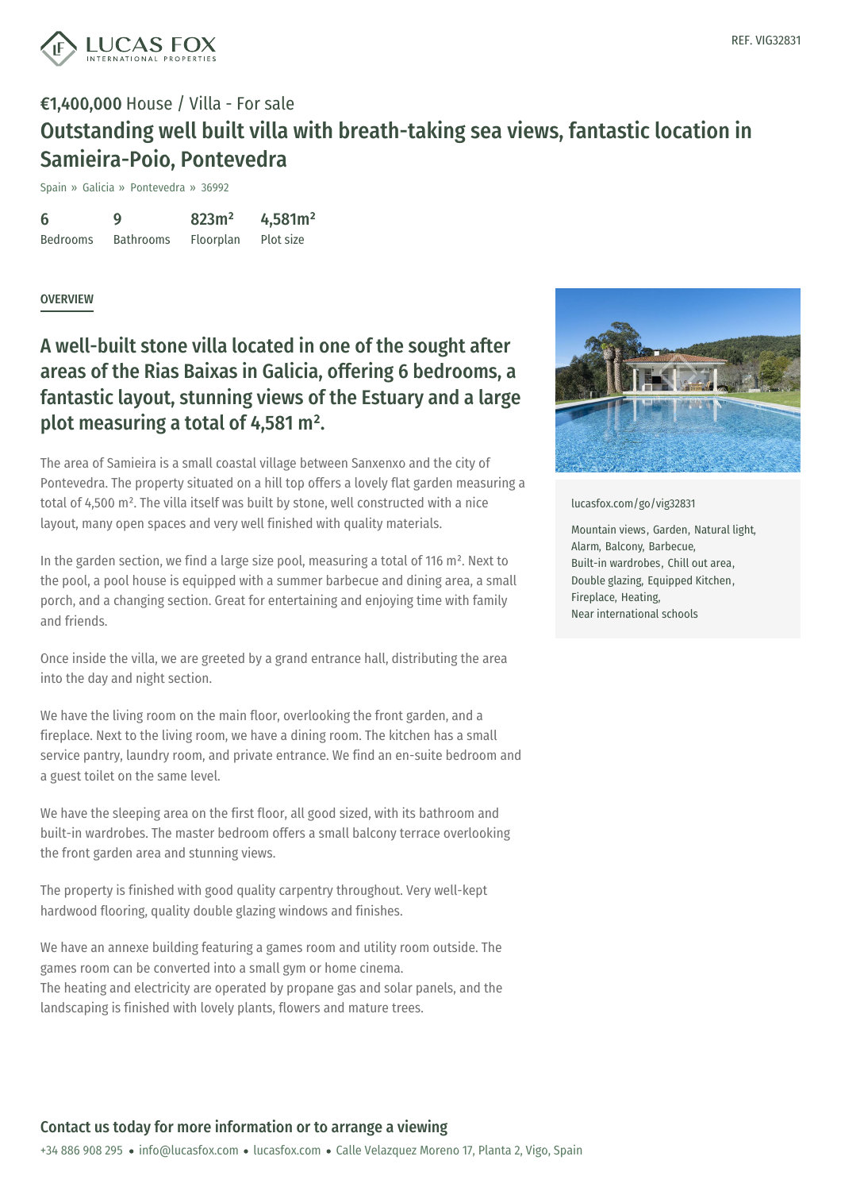REF. VIG32831

**€1,400,000** House / Villa - For sale

# Outstanding well built villa with breath-taking sea views, fantastic location in Samieira-Poio, Pontevedra

Spain » Galicia » Pontevedra » 36992

| 6 | 9 | 823m² | 4,581m² |
|---|---|---|---|
| Bedrooms | Bathrooms | Floorplan | Plot size |

## OVERVIEW

## A well-built stone villa located in one of the sought after areas of the Rias Baixas in Galicia, offering 6 bedrooms, a fantastic layout, stunning views of the Estuary and a large plot measuring a total of 4,581 m².

The area of Samieira is a small coastal village between Sanxenxo and the city of Pontevedra. The property situated on a hill top offers a lovely flat garden measuring a total of 4,500 m². The villa itself was built by stone, well constructed with a nice layout, many open spaces and very well finished with quality materials.

In the garden section, we find a large size pool, measuring a total of 116 m². Next to the pool, a pool house is equipped with a summer barbecue and dining area, a small porch, and a changing section. Great for entertaining and enjoying time with family and friends.

Once inside the villa, we are greeted by a grand entrance hall, distributing the area into the day and night section.

We have the living room on the main floor, overlooking the front garden, and a fireplace. Next to the living room, we have a dining room. The kitchen has a small service pantry, laundry room, and private entrance. We find an en-suite bedroom and a guest toilet on the same level.

We have the sleeping area on the first floor, all good sized, with its bathroom and built-in wardrobes. The master bedroom offers a small balcony terrace overlooking the front garden area and stunning views.

The property is finished with good quality carpentry throughout. Very well-kept hardwood flooring, quality double glazing windows and finishes.

We have an annexe building featuring a games room and utility room outside. The games room can be converted into a small gym or home cinema.
The heating and electricity are operated by propane gas and solar panels, and the landscaping is finished with lovely plants, flowers and mature trees.

lucasfox.com/go/vig32831

Mountain views, Garden, Natural light, Alarm, Balcony, Barbecue, Built-in wardrobes, Chill out area, Double glazing, Equipped Kitchen, Fireplace, Heating, Near international schools

## Contact us today for more information or to arrange a viewing

+34 886 908 295 • info@lucasfox.com • lucasfox.com • Calle Velazquez Moreno 17, Planta 2, Vigo, Spain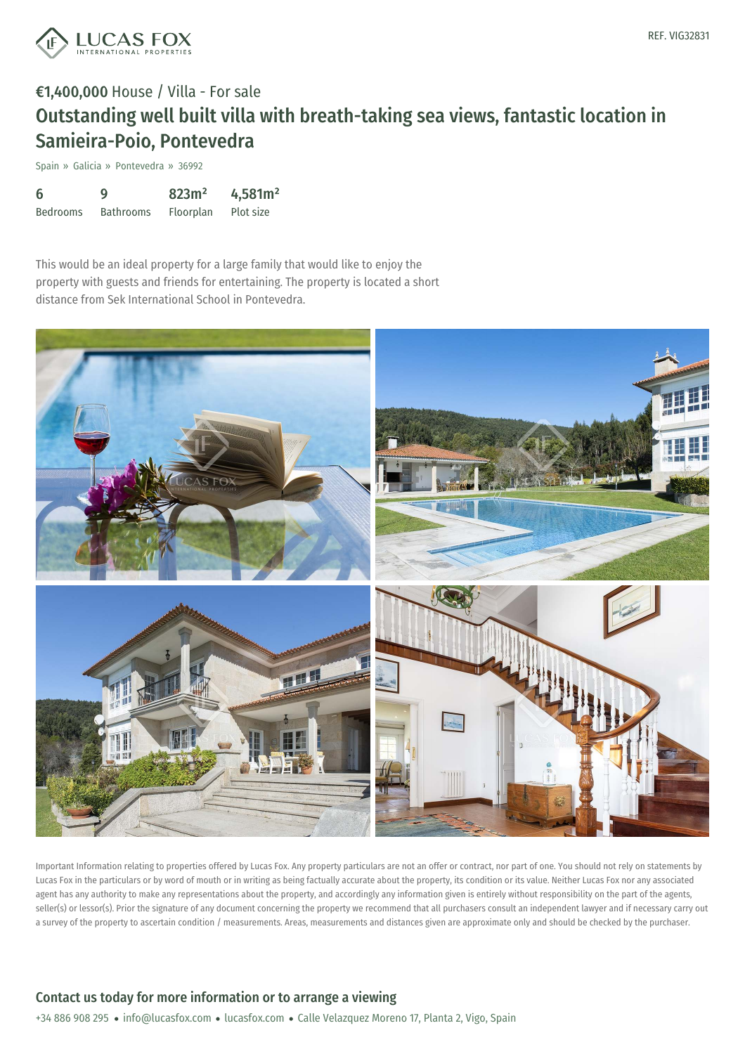REF. VIG32831

**€1,400,000** House / Villa - For sale

# Outstanding well built villa with breath-taking sea views, fantastic location in Samieira-Poio, Pontevedra

Spain » Galicia » Pontevedra » 36992

| 6 | 9 | 823m² | 4,581m² |
|---|---|---|---|
| Bedrooms | Bathrooms | Floorplan | Plot size |

This would be an ideal property for a large family that would like to enjoy the property with guests and friends for entertaining. The property is located a short distance from Sek International School in Pontevedra.

Important Information relating to properties offered by Lucas Fox. Any property particulars are not an offer or contract, nor part of one. You should not rely on statements by Lucas Fox in the particulars or by word of mouth or in writing as being factually accurate about the property, its condition or its value. Neither Lucas Fox nor any associated agent has any authority to make any representations about the property, and accordingly any information given is entirely without responsibility on the part of the agents, seller(s) or lessor(s). Prior the signature of any document concerning the property we recommend that all purchasers consult an independent lawyer and if necessary carry out a survey of the property to ascertain condition / measurements. Areas, measurements and distances given are approximate only and should be checked by the purchaser.

## Contact us today for more information or to arrange a viewing

+34 886 908 295 • info@lucasfox.com • lucasfox.com • Calle Velazquez Moreno 17, Planta 2, Vigo, Spain